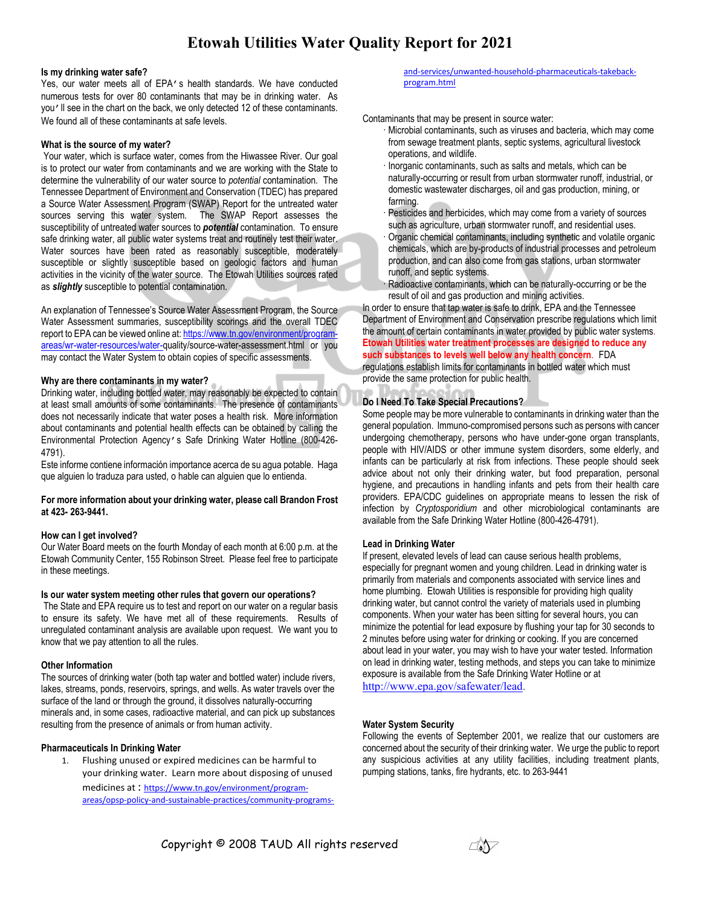# Etowah Utilities Water Quality Report for 2021

**Is my drinking water safe?**

Yes, our water meets all of EPA's health standards. We have conducted numerous tests for over 80 contaminants that may be in drinking water. As you'll see in the chart on the back, we only detected 12 of these contaminants. We found all of these contaminants at safe levels.

**What is the source of my water?**

Your water, which is surface water, comes from the Hiwassee River. Our goal is to protect our water from contaminants and we are working with the State to determine the vulnerability of our water source to *potential* contamination. The Tennessee Department of Environment and Conservation (TDEC) has prepared a Source Water Assessment Program (SWAP) Report for the untreated water sources serving this water system. The SWAP Report assesses the susceptibility of untreated water sources to ***potential*** contamination. To ensure safe drinking water, all public water systems treat and routinely test their water. Water sources have been rated as reasonably susceptible, moderately susceptible or slightly susceptible based on geologic factors and human activities in the vicinity of the water source. The Etowah Utilities sources rated as ***slightly*** susceptible to potential contamination.

An explanation of Tennessee's Source Water Assessment Program, the Source Water Assessment summaries, susceptibility scorings and the overall TDEC report to EPA can be viewed online at: https://www.tn.gov/environment/program-areas/wr-water-resources/water-quality/source-water-assessment.html or you may contact the Water System to obtain copies of specific assessments.

**Why are there contaminants in my water?**

Drinking water, including bottled water, may reasonably be expected to contain at least small amounts of some contaminants. The presence of contaminants does not necessarily indicate that water poses a health risk. More information about contaminants and potential health effects can be obtained by calling the Environmental Protection Agency's Safe Drinking Water Hotline (800-426-4791).

Este informe contiene información importance acerca de su agua potable. Haga que alguien lo traduza para usted, o hable can alguien que lo entienda.

**For more information about your drinking water, please call Brandon Frost at 423- 263-9441.**

**How can I get involved?**

Our Water Board meets on the fourth Monday of each month at 6:00 p.m. at the Etowah Community Center, 155 Robinson Street. Please feel free to participate in these meetings.

**Is our water system meeting other rules that govern our operations?**

The State and EPA require us to test and report on our water on a regular basis to ensure its safety. We have met all of these requirements. Results of unregulated contaminant analysis are available upon request. We want you to know that we pay attention to all the rules.

**Other Information**

The sources of drinking water (both tap water and bottled water) include rivers, lakes, streams, ponds, reservoirs, springs, and wells. As water travels over the surface of the land or through the ground, it dissolves naturally-occurring minerals and, in some cases, radioactive material, and can pick up substances resulting from the presence of animals or from human activity.

**Pharmaceuticals In Drinking Water**

1. Flushing unused or expired medicines can be harmful to your drinking water. Learn more about disposing of unused medicines at : https://www.tn.gov/environment/program-areas/opsp-policy-and-sustainable-practices/community-programs-and-services/unwanted-household-pharmaceuticals-takeback-program.html

Contaminants that may be present in source water:

- Microbial contaminants, such as viruses and bacteria, which may come from sewage treatment plants, septic systems, agricultural livestock operations, and wildlife.
- Inorganic contaminants, such as salts and metals, which can be naturally-occurring or result from urban stormwater runoff, industrial, or domestic wastewater discharges, oil and gas production, mining, or farming.
- Pesticides and herbicides, which may come from a variety of sources such as agriculture, urban stormwater runoff, and residential uses.
- Organic chemical contaminants, including synthetic and volatile organic chemicals, which are by-products of industrial processes and petroleum production, and can also come from gas stations, urban stormwater runoff, and septic systems.
- Radioactive contaminants, which can be naturally-occurring or be the result of oil and gas production and mining activities.

In order to ensure that tap water is safe to drink, EPA and the Tennessee Department of Environment and Conservation prescribe regulations which limit the amount of certain contaminants in water provided by public water systems. **Etowah Utilities water treatment processes are designed to reduce any such substances to levels well below any health concern.** FDA regulations establish limits for contaminants in bottled water which must provide the same protection for public health.

**Do I Need To Take Special Precautions?**

Some people may be more vulnerable to contaminants in drinking water than the general population. Immuno-compromised persons such as persons with cancer undergoing chemotherapy, persons who have under-gone organ transplants, people with HIV/AIDS or other immune system disorders, some elderly, and infants can be particularly at risk from infections. These people should seek advice about not only their drinking water, but food preparation, personal hygiene, and precautions in handling infants and pets from their health care providers. EPA/CDC guidelines on appropriate means to lessen the risk of infection by *Cryptosporidium* and other microbiological contaminants are available from the Safe Drinking Water Hotline (800-426-4791).

**Lead in Drinking Water**

If present, elevated levels of lead can cause serious health problems, especially for pregnant women and young children. Lead in drinking water is primarily from materials and components associated with service lines and home plumbing. Etowah Utilities is responsible for providing high quality drinking water, but cannot control the variety of materials used in plumbing components. When your water has been sitting for several hours, you can minimize the potential for lead exposure by flushing your tap for 30 seconds to 2 minutes before using water for drinking or cooking. If you are concerned about lead in your water, you may wish to have your water tested. Information on lead in drinking water, testing methods, and steps you can take to minimize exposure is available from the Safe Drinking Water Hotline or at http://www.epa.gov/safewater/lead.

**Water System Security**

Following the events of September 2001, we realize that our customers are concerned about the security of their drinking water. We urge the public to report any suspicious activities at any utility facilities, including treatment plants, pumping stations, tanks, fire hydrants, etc. to 263-9441

Copyright © 2008 TAUD All rights reserved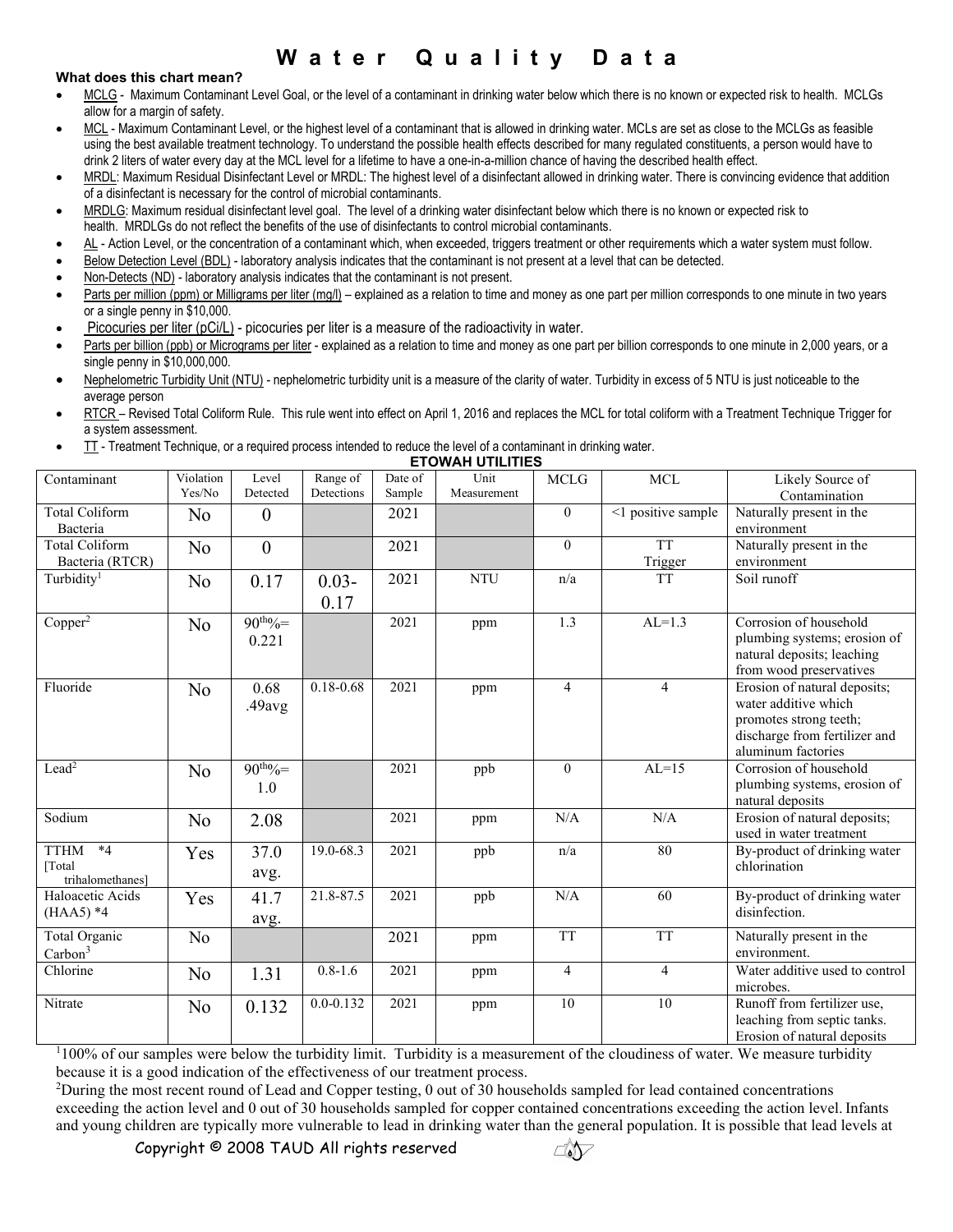# Water Quality Data

**What does this chart mean?**

- MCLG - Maximum Contaminant Level Goal, or the level of a contaminant in drinking water below which there is no known or expected risk to health. MCLGs allow for a margin of safety.
- MCL - Maximum Contaminant Level, or the highest level of a contaminant that is allowed in drinking water. MCLs are set as close to the MCLGs as feasible using the best available treatment technology. To understand the possible health effects described for many regulated constituents, a person would have to drink 2 liters of water every day at the MCL level for a lifetime to have a one-in-a-million chance of having the described health effect.
- MRDL: Maximum Residual Disinfectant Level or MRDL: The highest level of a disinfectant allowed in drinking water. There is convincing evidence that addition of a disinfectant is necessary for the control of microbial contaminants.
- MRDLG: Maximum residual disinfectant level goal. The level of a drinking water disinfectant below which there is no known or expected risk to health. MRDLGs do not reflect the benefits of the use of disinfectants to control microbial contaminants.
- AL - Action Level, or the concentration of a contaminant which, when exceeded, triggers treatment or other requirements which a water system must follow.
- Below Detection Level (BDL) - laboratory analysis indicates that the contaminant is not present at a level that can be detected.
- Non-Detects (ND) - laboratory analysis indicates that the contaminant is not present.
- Parts per million (ppm) or Milligrams per liter (mg/l) – explained as a relation to time and money as one part per million corresponds to one minute in two years or a single penny in $10,000.
- Picocuries per liter (pCi/L) - picocuries per liter is a measure of the radioactivity in water.
- Parts per billion (ppb) or Micrograms per liter - explained as a relation to time and money as one part per billion corresponds to one minute in 2,000 years, or a single penny in $10,000,000.
- Nephelometric Turbidity Unit (NTU) - nephelometric turbidity unit is a measure of the clarity of water. Turbidity in excess of 5 NTU is just noticeable to the average person
- RTCR – Revised Total Coliform Rule. This rule went into effect on April 1, 2016 and replaces the MCL for total coliform with a Treatment Technique Trigger for a system assessment.
- TT - Treatment Technique, or a required process intended to reduce the level of a contaminant in drinking water.

**ETOWAH UTILITIES**

| Contaminant | Violation Yes/No | Level Detected | Range of Detections | Date of Sample | Unit Measurement | MCLG | MCL | Likely Source of Contamination |
|---|---|---|---|---|---|---|---|---|
| Total Coliform Bacteria | No | 0 | | 2021 | | 0 | <1 positive sample | Naturally present in the environment |
| Total Coliform Bacteria (RTCR) | No | 0 | | 2021 | | 0 | TT Trigger | Naturally present in the environment |
| Turbidity[1] | No | 0.17 | 0.03-0.17 | 2021 | NTU | n/a | TT | Soil runoff |
| Copper[2] | No | 90th%= 0.221 | | 2021 | ppm | 1.3 | AL=1.3 | Corrosion of household plumbing systems; erosion of natural deposits; leaching from wood preservatives |
| Fluoride | No | 0.68 .49avg | 0.18-0.68 | 2021 | ppm | 4 | 4 | Erosion of natural deposits; water additive which promotes strong teeth; discharge from fertilizer and aluminum factories |
| Lead[2] | No | 90th%= 1.0 | | 2021 | ppb | 0 | AL=15 | Corrosion of household plumbing systems, erosion of natural deposits |
| Sodium | No | 2.08 | | 2021 | ppm | N/A | N/A | Erosion of natural deposits; used in water treatment |
| TTHM *4 [Total trihalomethanes] | Yes | 37.0 avg. | 19.0-68.3 | 2021 | ppb | n/a | 80 | By-product of drinking water chlorination |
| Haloacetic Acids (HAA5) *4 | Yes | 41.7 avg. | 21.8-87.5 | 2021 | ppb | N/A | 60 | By-product of drinking water disinfection. |
| Total Organic Carbon[3] | No | | | 2021 | ppm | TT | TT | Naturally present in the environment. |
| Chlorine | No | 1.31 | 0.8-1.6 | 2021 | ppm | 4 | 4 | Water additive used to control microbes. |
| Nitrate | No | 0.132 | 0.0-0.132 | 2021 | ppm | 10 | 10 | Runoff from fertilizer use, leaching from septic tanks. Erosion of natural deposits |

[1]100% of our samples were below the turbidity limit. Turbidity is a measurement of the cloudiness of water. We measure turbidity because it is a good indication of the effectiveness of our treatment process.

[2]During the most recent round of Lead and Copper testing, 0 out of 30 households sampled for lead contained concentrations exceeding the action level and 0 out of 30 households sampled for copper contained concentrations exceeding the action level. Infants and young children are typically more vulnerable to lead in drinking water than the general population. It is possible that lead levels at

Copyright © 2008 TAUD All rights reserved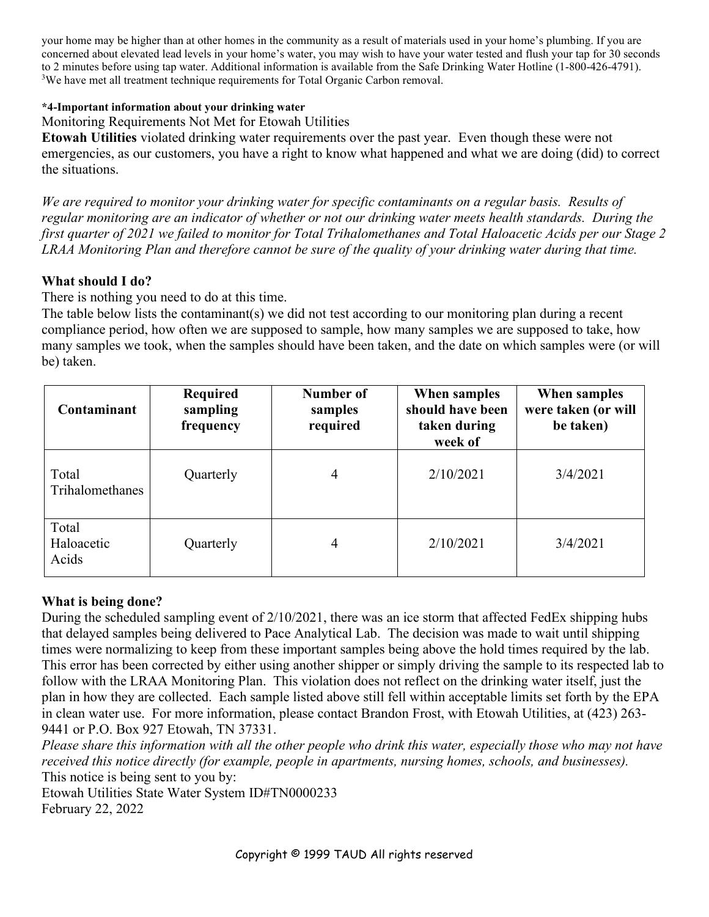your home may be higher than at other homes in the community as a result of materials used in your home's plumbing. If you are concerned about elevated lead levels in your home's water, you may wish to have your water tested and flush your tap for 30 seconds to 2 minutes before using tap water. Additional information is available from the Safe Drinking Water Hotline (1-800-426-4791).
[3]We have met all treatment technique requirements for Total Organic Carbon removal.

**\*4-Important information about your drinking water**

Monitoring Requirements Not Met for Etowah Utilities

**Etowah Utilities** violated drinking water requirements over the past year. Even though these were not emergencies, as our customers, you have a right to know what happened and what we are doing (did) to correct the situations.

*We are required to monitor your drinking water for specific contaminants on a regular basis. Results of regular monitoring are an indicator of whether or not our drinking water meets health standards. During the first quarter of 2021 we failed to monitor for Total Trihalomethanes and Total Haloacetic Acids per our Stage 2 LRAA Monitoring Plan and therefore cannot be sure of the quality of your drinking water during that time.*

**What should I do?**

There is nothing you need to do at this time.

The table below lists the contaminant(s) we did not test according to our monitoring plan during a recent compliance period, how often we are supposed to sample, how many samples we are supposed to take, how many samples we took, when the samples should have been taken, and the date on which samples were (or will be) taken.

| Contaminant | Required sampling frequency | Number of samples required | When samples should have been taken during week of | When samples were taken (or will be taken) |
|---|---|---|---|---|
| Total Trihalomethanes | Quarterly | 4 | 2/10/2021 | 3/4/2021 |
| Total Haloacetic Acids | Quarterly | 4 | 2/10/2021 | 3/4/2021 |

**What is being done?**

During the scheduled sampling event of 2/10/2021, there was an ice storm that affected FedEx shipping hubs that delayed samples being delivered to Pace Analytical Lab. The decision was made to wait until shipping times were normalizing to keep from these important samples being above the hold times required by the lab. This error has been corrected by either using another shipper or simply driving the sample to its respected lab to follow with the LRAA Monitoring Plan. This violation does not reflect on the drinking water itself, just the plan in how they are collected. Each sample listed above still fell within acceptable limits set forth by the EPA in clean water use. For more information, please contact Brandon Frost, with Etowah Utilities, at (423) 263-9441 or P.O. Box 927 Etowah, TN 37331.

*Please share this information with all the other people who drink this water, especially those who may not have received this notice directly (for example, people in apartments, nursing homes, schools, and businesses).*

This notice is being sent to you by:

Etowah Utilities State Water System ID#TN0000233

February 22, 2022

Copyright © 1999 TAUD All rights reserved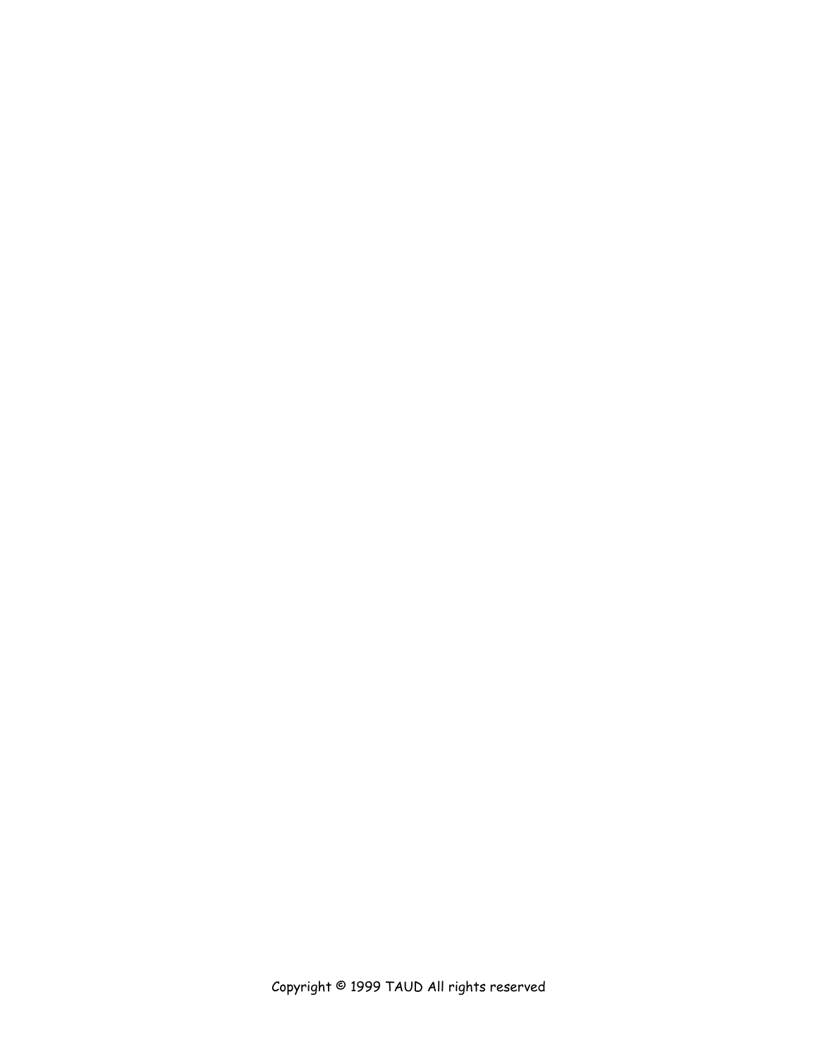Copyright © 1999 TAUD All rights reserved